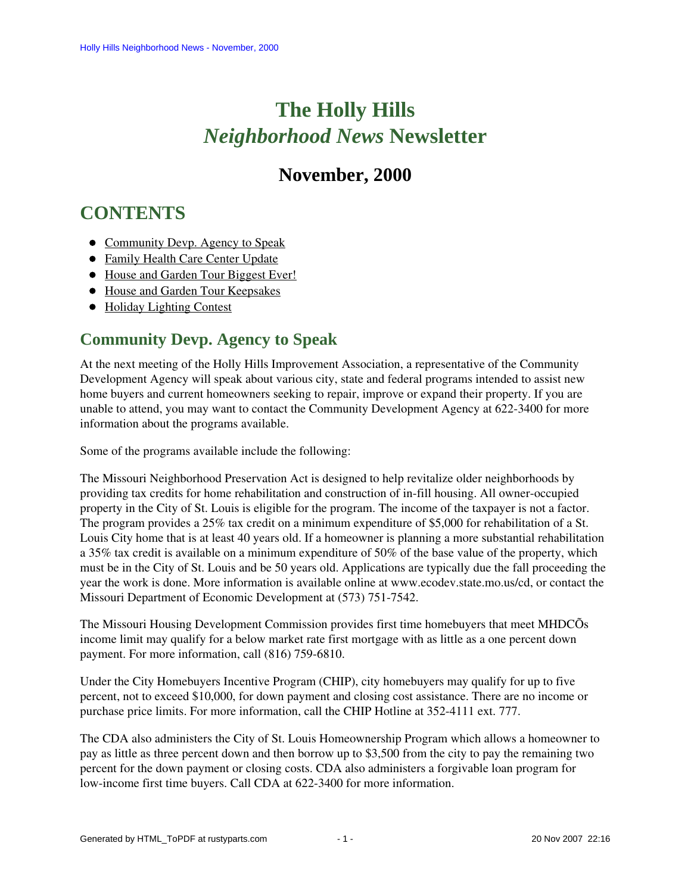# The Holly Hills *Neighborhood News* Newsletter

## November, 2000

# CONTENTS

- Community Devp. Agency to Speak
- Family Health Care Center Update
- House and Garden Tour Biggest Ever!
- House and Garden Tour Keepsakes
- Holiday Lighting Contest

## Community Devp. Agency to Speak

At the next meeting of the Holly Hills Improvement Association, a representative of the Community Development Agency will speak about various city, state and federal programs intended to assist new home buyers and current homeowners seeking to repair, improve or expand their property. If you are unable to attend, you may want to contact the Community Development Agency at 622-3400 for more information about the programs available.

Some of the programs available include the following:

The Missouri Neighborhood Preservation Act is designed to help revitalize older neighborhoods by providing tax credits for home rehabilitation and construction of in-fill housing. All owner-occupied property in the City of St. Louis is eligible for the program. The income of the taxpayer is not a factor. The program provides a 25% tax credit on a minimum expenditure of $5,000 for rehabilitation of a St. Louis City home that is at least 40 years old. If a homeowner is planning a more substantial rehabilitation a 35% tax credit is available on a minimum expenditure of 50% of the base value of the property, which must be in the City of St. Louis and be 50 years old. Applications are typically due the fall proceeding the year the work is done. More information is available online at www.ecodev.state.mo.us/cd, or contact the Missouri Department of Economic Development at (573) 751-7542.

The Missouri Housing Development Commission provides first time homebuyers that meet MHDCÕs income limit may qualify for a below market rate first mortgage with as little as a one percent down payment. For more information, call (816) 759-6810.

Under the City Homebuyers Incentive Program (CHIP), city homebuyers may qualify for up to five percent, not to exceed $10,000, for down payment and closing cost assistance. There are no income or purchase price limits. For more information, call the CHIP Hotline at 352-4111 ext. 777.

The CDA also administers the City of St. Louis Homeownership Program which allows a homeowner to pay as little as three percent down and then borrow up to $3,500 from the city to pay the remaining two percent for the down payment or closing costs. CDA also administers a forgivable loan program for low-income first time buyers. Call CDA at 622-3400 for more information.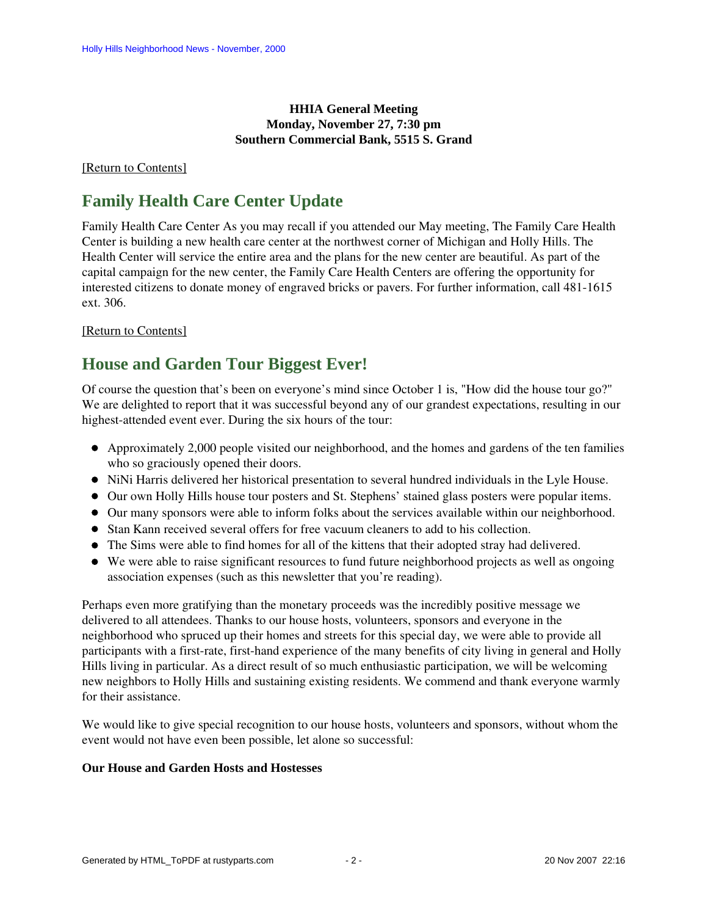**HHIA General Meeting**
**Monday, November 27, 7:30 pm**
**Southern Commercial Bank, 5515 S. Grand**

[Return to Contents]

## Family Health Care Center Update

Family Health Care Center As you may recall if you attended our May meeting, The Family Care Health Center is building a new health care center at the northwest corner of Michigan and Holly Hills. The Health Center will service the entire area and the plans for the new center are beautiful. As part of the capital campaign for the new center, the Family Care Health Centers are offering the opportunity for interested citizens to donate money of engraved bricks or pavers. For further information, call 481-1615 ext. 306.

[Return to Contents]

## House and Garden Tour Biggest Ever!

Of course the question that's been on everyone's mind since October 1 is, "How did the house tour go?" We are delighted to report that it was successful beyond any of our grandest expectations, resulting in our highest-attended event ever. During the six hours of the tour:

- Approximately 2,000 people visited our neighborhood, and the homes and gardens of the ten families who so graciously opened their doors.
- NiNi Harris delivered her historical presentation to several hundred individuals in the Lyle House.
- Our own Holly Hills house tour posters and St. Stephens' stained glass posters were popular items.
- Our many sponsors were able to inform folks about the services available within our neighborhood.
- Stan Kann received several offers for free vacuum cleaners to add to his collection.
- The Sims were able to find homes for all of the kittens that their adopted stray had delivered.
- We were able to raise significant resources to fund future neighborhood projects as well as ongoing association expenses (such as this newsletter that you're reading).

Perhaps even more gratifying than the monetary proceeds was the incredibly positive message we delivered to all attendees. Thanks to our house hosts, volunteers, sponsors and everyone in the neighborhood who spruced up their homes and streets for this special day, we were able to provide all participants with a first-rate, first-hand experience of the many benefits of city living in general and Holly Hills living in particular. As a direct result of so much enthusiastic participation, we will be welcoming new neighbors to Holly Hills and sustaining existing residents. We commend and thank everyone warmly for their assistance.

We would like to give special recognition to our house hosts, volunteers and sponsors, without whom the event would not have even been possible, let alone so successful:

**Our House and Garden Hosts and Hostesses**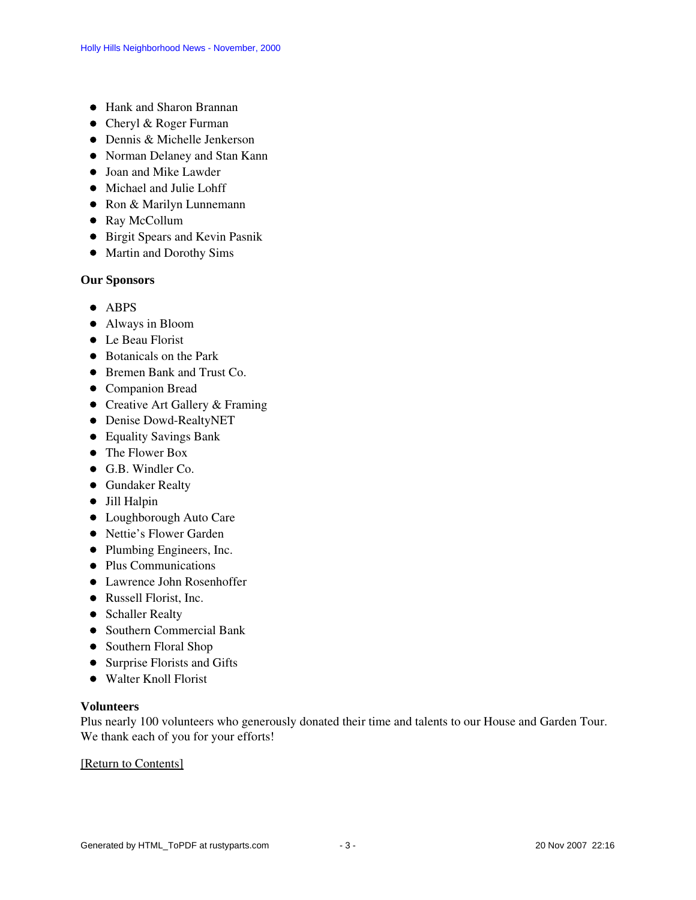- Hank and Sharon Brannan
- Cheryl & Roger Furman
- Dennis & Michelle Jenkerson
- Norman Delaney and Stan Kann
- Joan and Mike Lawder
- Michael and Julie Lohff
- Ron & Marilyn Lunnemann
- Ray McCollum
- Birgit Spears and Kevin Pasnik
- Martin and Dorothy Sims

**Our Sponsors**

- ABPS
- Always in Bloom
- Le Beau Florist
- Botanicals on the Park
- Bremen Bank and Trust Co.
- Companion Bread
- Creative Art Gallery & Framing
- Denise Dowd-RealtyNET
- Equality Savings Bank
- The Flower Box
- G.B. Windler Co.
- Gundaker Realty
- Jill Halpin
- Loughborough Auto Care
- Nettie's Flower Garden
- Plumbing Engineers, Inc.
- Plus Communications
- Lawrence John Rosenhoffer
- Russell Florist, Inc.
- Schaller Realty
- Southern Commercial Bank
- Southern Floral Shop
- Surprise Florists and Gifts
- Walter Knoll Florist

**Volunteers**
Plus nearly 100 volunteers who generously donated their time and talents to our House and Garden Tour. We thank each of you for your efforts!

[Return to Contents]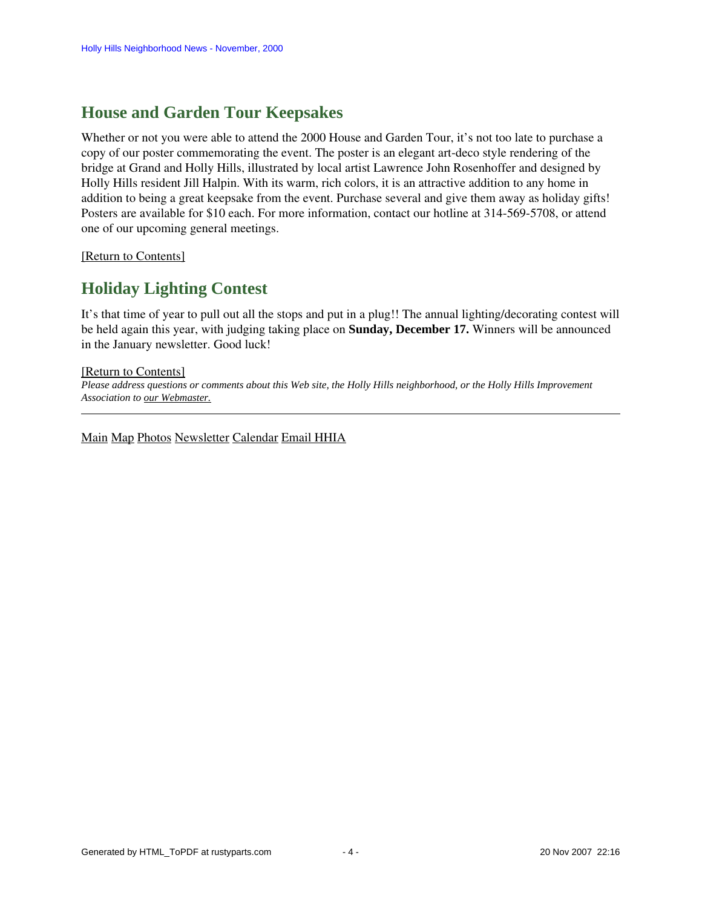## House and Garden Tour Keepsakes

Whether or not you were able to attend the 2000 House and Garden Tour, it's not too late to purchase a copy of our poster commemorating the event. The poster is an elegant art-deco style rendering of the bridge at Grand and Holly Hills, illustrated by local artist Lawrence John Rosenhoffer and designed by Holly Hills resident Jill Halpin. With its warm, rich colors, it is an attractive addition to any home in addition to being a great keepsake from the event. Purchase several and give them away as holiday gifts! Posters are available for $10 each. For more information, contact our hotline at 314-569-5708, or attend one of our upcoming general meetings.

[Return to Contents]

## Holiday Lighting Contest

It's that time of year to pull out all the stops and put in a plug!! The annual lighting/decorating contest will be held again this year, with judging taking place on **Sunday, December 17.** Winners will be announced in the January newsletter. Good luck!

[Return to Contents]

*Please address questions or comments about this Web site, the Holly Hills neighborhood, or the Holly Hills Improvement Association to our Webmaster.*

---

Main Map Photos Newsletter Calendar Email HHIA